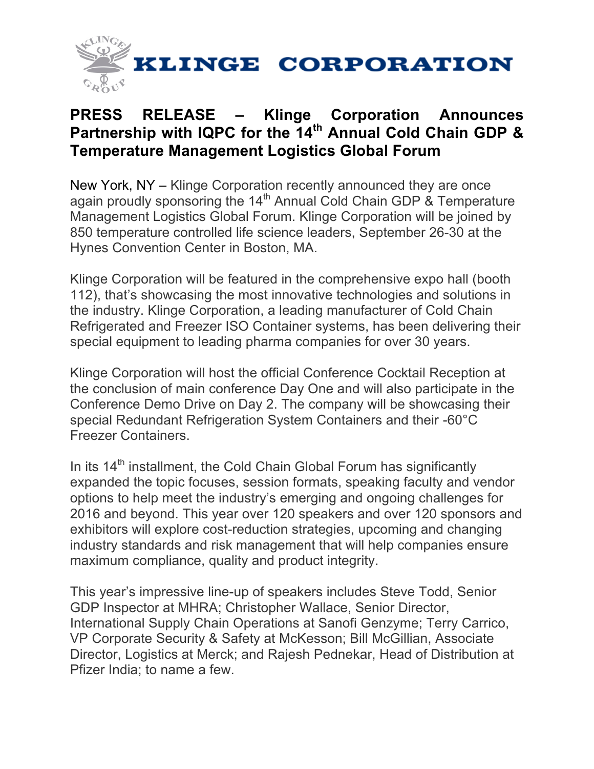# KLINGE CORPORATION

## PRESS RELEASE – Klinge Corporation Announces Partnership with IQPC for the 14th Annual Cold Chain GDP & Temperature Management Logistics Global Forum

New York, NY – Klinge Corporation recently announced they are once again proudly sponsoring the 14th Annual Cold Chain GDP & Temperature Management Logistics Global Forum. Klinge Corporation will be joined by 850 temperature controlled life science leaders, September 26-30 at the Hynes Convention Center in Boston, MA.

Klinge Corporation will be featured in the comprehensive expo hall (booth 112), that's showcasing the most innovative technologies and solutions in the industry. Klinge Corporation, a leading manufacturer of Cold Chain Refrigerated and Freezer ISO Container systems, has been delivering their special equipment to leading pharma companies for over 30 years.

Klinge Corporation will host the official Conference Cocktail Reception at the conclusion of main conference Day One and will also participate in the Conference Demo Drive on Day 2. The company will be showcasing their special Redundant Refrigeration System Containers and their -60°C Freezer Containers.

In its 14th installment, the Cold Chain Global Forum has significantly expanded the topic focuses, session formats, speaking faculty and vendor options to help meet the industry's emerging and ongoing challenges for 2016 and beyond. This year over 120 speakers and over 120 sponsors and exhibitors will explore cost-reduction strategies, upcoming and changing industry standards and risk management that will help companies ensure maximum compliance, quality and product integrity.

This year's impressive line-up of speakers includes Steve Todd, Senior GDP Inspector at MHRA; Christopher Wallace, Senior Director, International Supply Chain Operations at Sanofi Genzyme; Terry Carrico, VP Corporate Security & Safety at McKesson; Bill McGillian, Associate Director, Logistics at Merck; and Rajesh Pednekar, Head of Distribution at Pfizer India; to name a few.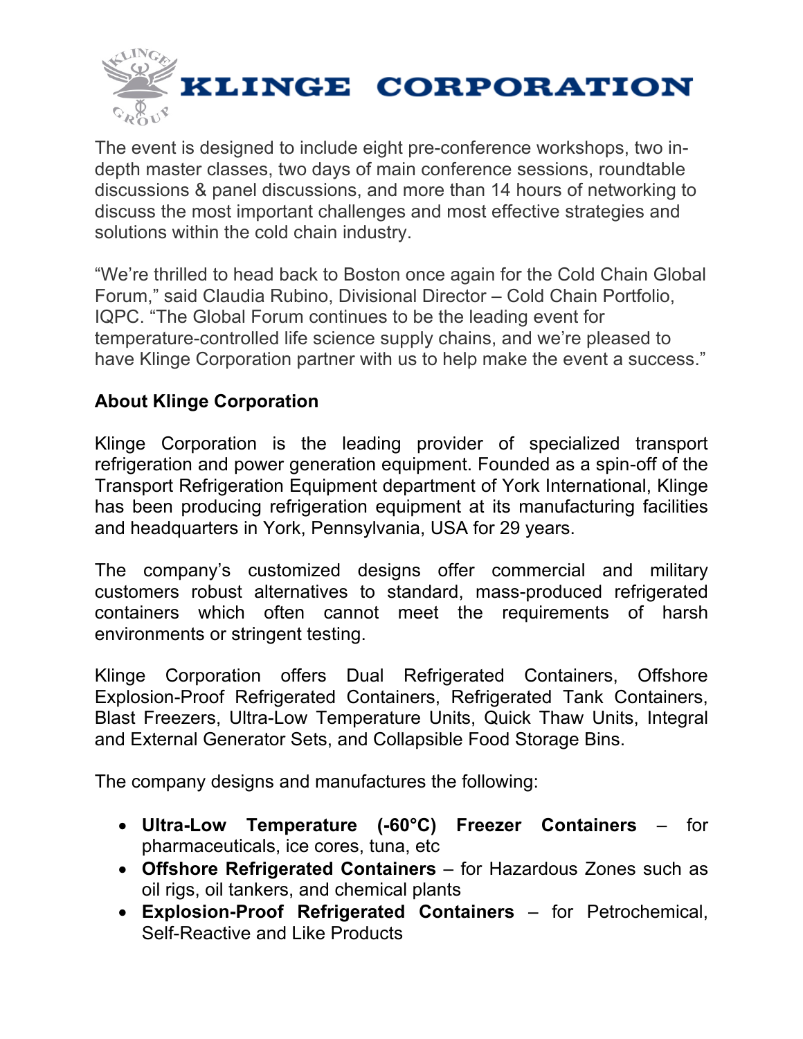The event is designed to include eight pre-conference workshops, two in-depth master classes, two days of main conference sessions, roundtable discussions & panel discussions, and more than 14 hours of networking to discuss the most important challenges and most effective strategies and solutions within the cold chain industry.

"We're thrilled to head back to Boston once again for the Cold Chain Global Forum," said Claudia Rubino, Divisional Director – Cold Chain Portfolio, IQPC. "The Global Forum continues to be the leading event for temperature-controlled life science supply chains, and we're pleased to have Klinge Corporation partner with us to help make the event a success."

**About Klinge Corporation**

Klinge Corporation is the leading provider of specialized transport refrigeration and power generation equipment. Founded as a spin-off of the Transport Refrigeration Equipment department of York International, Klinge has been producing refrigeration equipment at its manufacturing facilities and headquarters in York, Pennsylvania, USA for 29 years.

The company's customized designs offer commercial and military customers robust alternatives to standard, mass-produced refrigerated containers which often cannot meet the requirements of harsh environments or stringent testing.

Klinge Corporation offers Dual Refrigerated Containers, Offshore Explosion-Proof Refrigerated Containers, Refrigerated Tank Containers, Blast Freezers, Ultra-Low Temperature Units, Quick Thaw Units, Integral and External Generator Sets, and Collapsible Food Storage Bins.

The company designs and manufactures the following:

- **Ultra-Low Temperature (-60°C) Freezer Containers** – for pharmaceuticals, ice cores, tuna, etc
- **Offshore Refrigerated Containers** – for Hazardous Zones such as oil rigs, oil tankers, and chemical plants
- **Explosion-Proof Refrigerated Containers** – for Petrochemical, Self-Reactive and Like Products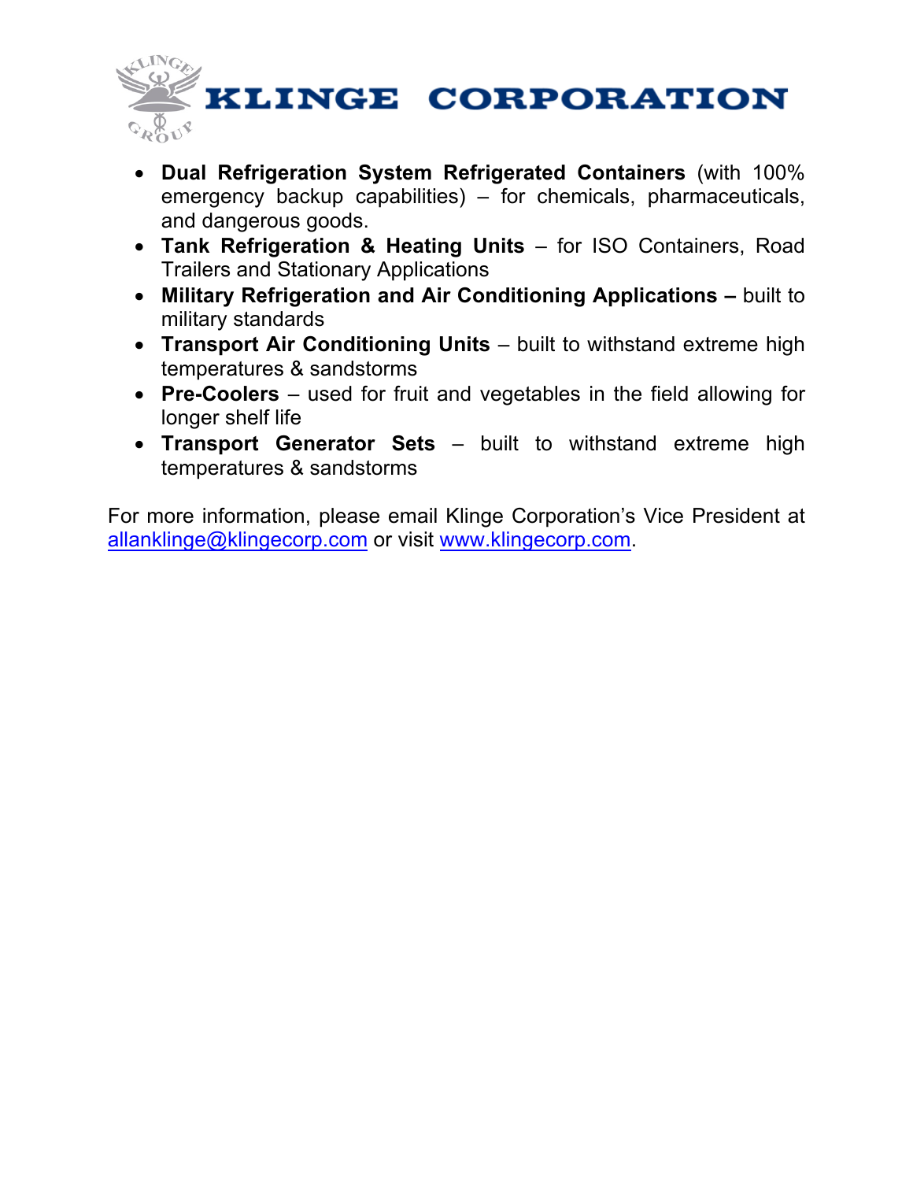**KLINGE CORPORATION**

- **Dual Refrigeration System Refrigerated Containers** (with 100% emergency backup capabilities) – for chemicals, pharmaceuticals, and dangerous goods.
- **Tank Refrigeration & Heating Units** – for ISO Containers, Road Trailers and Stationary Applications
- **Military Refrigeration and Air Conditioning Applications –** built to military standards
- **Transport Air Conditioning Units** – built to withstand extreme high temperatures & sandstorms
- **Pre-Coolers** – used for fruit and vegetables in the field allowing for longer shelf life
- **Transport Generator Sets** – built to withstand extreme high temperatures & sandstorms

For more information, please email Klinge Corporation's Vice President at allanklinge@klingecorp.com or visit www.klingecorp.com.